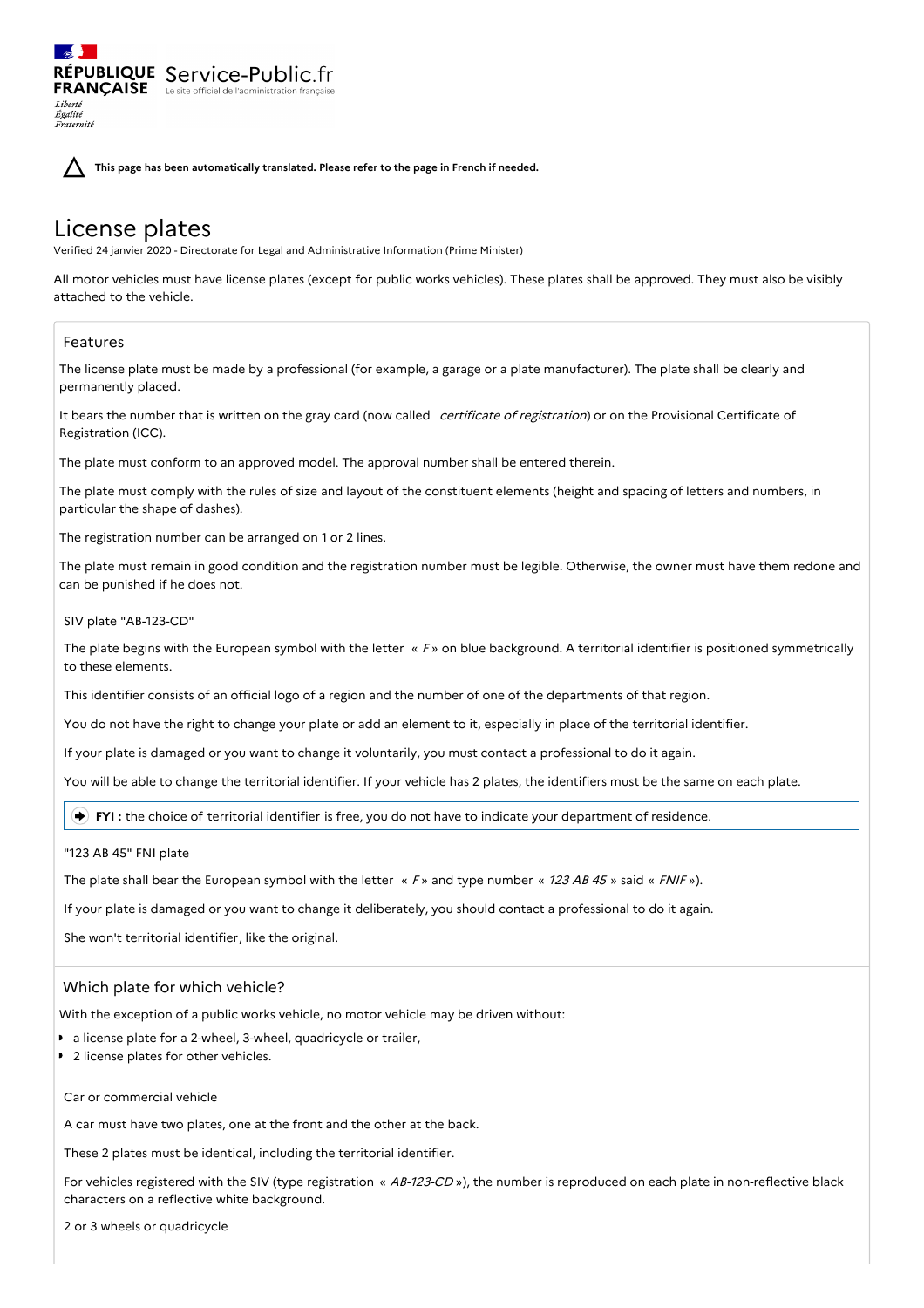RÉPUBLIQUE FRANÇAISE

*Liberté*
*Égalité*
*Fraternité*

Service-Public.fr
Le site officiel de l'administration française

**This page has been automatically translated. Please refer to the page in French if needed.**

# License plates

Verified 24 janvier 2020 - Directorate for Legal and Administrative Information (Prime Minister)

All motor vehicles must have license plates (except for public works vehicles). These plates shall be approved. They must also be visibly attached to the vehicle.

## Features

The license plate must be made by a professional (for example, a garage or a plate manufacturer). The plate shall be clearly and permanently placed.

It bears the number that is written on the gray card (now called *certificate of registration*) or on the Provisional Certificate of Registration (ICC).

The plate must conform to an approved model. The approval number shall be entered therein.

The plate must comply with the rules of size and layout of the constituent elements (height and spacing of letters and numbers, in particular the shape of dashes).

The registration number can be arranged on 1 or 2 lines.

The plate must remain in good condition and the registration number must be legible. Otherwise, the owner must have them redone and can be punished if he does not.

### SIV plate "AB-123-CD"

The plate begins with the European symbol with the letter « *F* » on blue background. A territorial identifier is positioned symmetrically to these elements.

This identifier consists of an official logo of a region and the number of one of the departments of that region.

You do not have the right to change your plate or add an element to it, especially in place of the territorial identifier.

If your plate is damaged or you want to change it voluntarily, you must contact a professional to do it again.

You will be able to change the territorial identifier. If your vehicle has 2 plates, the identifiers must be the same on each plate.

> **FYI :** the choice of territorial identifier is free, you do not have to indicate your department of residence.

### "123 AB 45" FNI plate

The plate shall bear the European symbol with the letter « *F* » and type number « *123 AB 45* » said « *FNIF* »).

If your plate is damaged or you want to change it deliberately, you should contact a professional to do it again.

She won't territorial identifier, like the original.

## Which plate for which vehicle?

With the exception of a public works vehicle, no motor vehicle may be driven without:

- a license plate for a 2-wheel, 3-wheel, quadricycle or trailer,
- 2 license plates for other vehicles.

### Car or commercial vehicle

A car must have two plates, one at the front and the other at the back.

These 2 plates must be identical, including the territorial identifier.

For vehicles registered with the SIV (type registration « *AB-123-CD* »), the number is reproduced on each plate in non-reflective black characters on a reflective white background.

### 2 or 3 wheels or quadricycle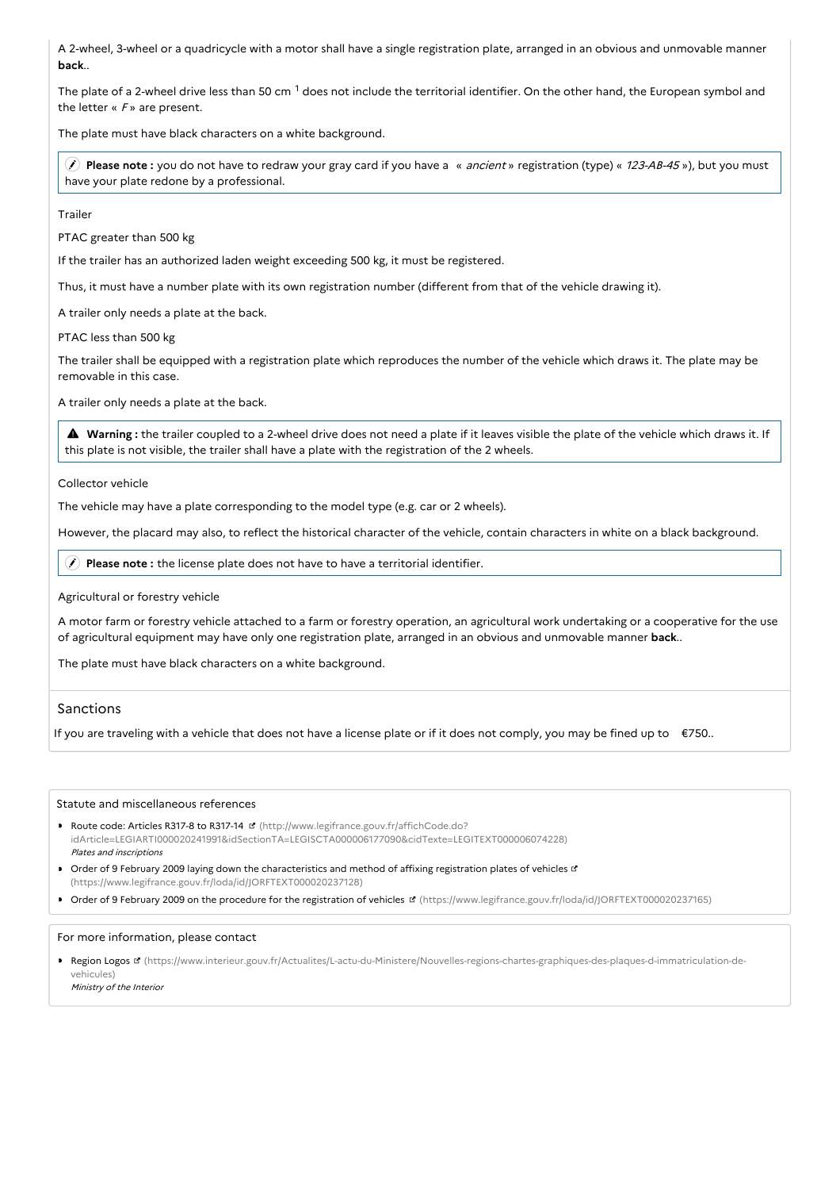A 2-wheel, 3-wheel or a quadricycle with a motor shall have a single registration plate, arranged in an obvious and unmovable manner **back**..

The plate of a 2-wheel drive less than 50 $cm^{3}$ does not include the territorial identifier. On the other hand, the European symbol and the letter « *F* » are present.

The plate must have black characters on a white background.

> **Please note :** you do not have to redraw your gray card if you have a « *ancient* » registration (type) « *123-AB-45* »), but you must have your plate redone by a professional.

Trailer

PTAC greater than 500 kg

If the trailer has an authorized laden weight exceeding 500 kg, it must be registered.

Thus, it must have a number plate with its own registration number (different from that of the vehicle drawing it).

A trailer only needs a plate at the back.

PTAC less than 500 kg

The trailer shall be equipped with a registration plate which reproduces the number of the vehicle which draws it. The plate may be removable in this case.

A trailer only needs a plate at the back.

> **Warning :** the trailer coupled to a 2-wheel drive does not need a plate if it leaves visible the plate of the vehicle which draws it. If this plate is not visible, the trailer shall have a plate with the registration of the 2 wheels.

Collector vehicle

The vehicle may have a plate corresponding to the model type (e.g. car or 2 wheels).

However, the placard may also, to reflect the historical character of the vehicle, contain characters in white on a black background.

> **Please note :** the license plate does not have to have a territorial identifier.

Agricultural or forestry vehicle

A motor farm or forestry vehicle attached to a farm or forestry operation, an agricultural work undertaking or a cooperative for the use of agricultural equipment may have only one registration plate, arranged in an obvious and unmovable manner **back**..

The plate must have black characters on a white background.

## Sanctions

If you are traveling with a vehicle that does not have a license plate or if it does not comply, you may be fined up to €750..

### Statute and miscellaneous references

- Route code: Articles R317-8 to R317-14 (http://www.legifrance.gouv.fr/affichCode.do?idArticle=LEGIARTI000020241991&idSectionTA=LEGISCTA000006177090&cidTexte=LEGITEXT000006074228)
  *Plates and inscriptions*
- Order of 9 February 2009 laying down the characteristics and method of affixing registration plates of vehicles (https://www.legifrance.gouv.fr/loda/id/JORFTEXT000020237128)
- Order of 9 February 2009 on the procedure for the registration of vehicles (https://www.legifrance.gouv.fr/loda/id/JORFTEXT000020237165)

### For more information, please contact

- Region Logos (https://www.interieur.gouv.fr/Actualites/L-actu-du-Ministere/Nouvelles-regions-chartes-graphiques-des-plaques-d-immatriculation-de-vehicules)
  *Ministry of the Interior*